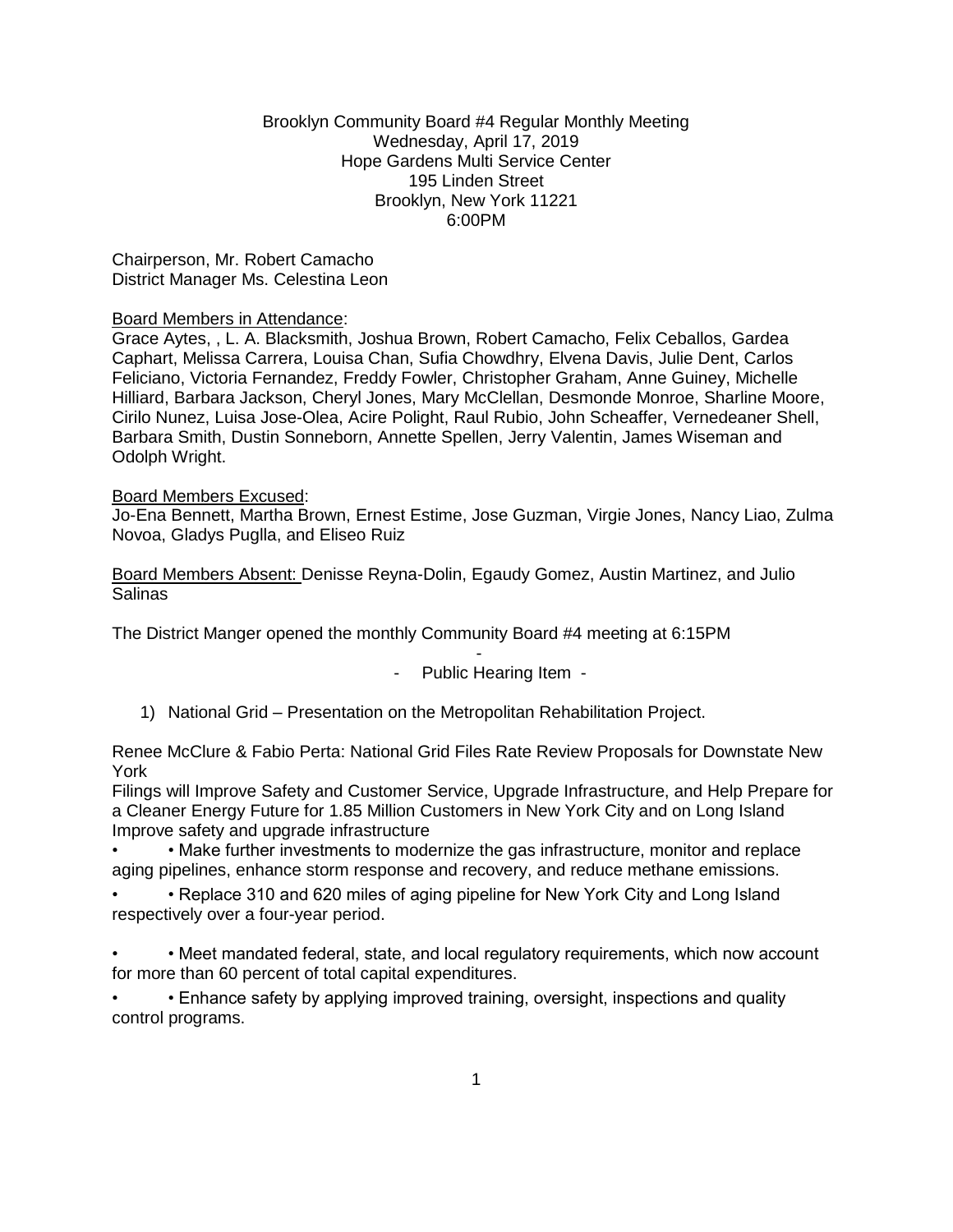Brooklyn Community Board #4 Regular Monthly Meeting
Wednesday, April 17, 2019
Hope Gardens Multi Service Center
195 Linden Street
Brooklyn, New York 11221
6:00PM

Chairperson, Mr. Robert Camacho
District Manager Ms. Celestina Leon

Board Members in Attendance:
Grace Aytes, , L. A. Blacksmith, Joshua Brown, Robert Camacho, Felix Ceballos, Gardea Caphart, Melissa Carrera, Louisa Chan, Sufia Chowdhry, Elvena Davis, Julie Dent, Carlos Feliciano, Victoria Fernandez, Freddy Fowler, Christopher Graham, Anne Guiney, Michelle Hilliard, Barbara Jackson, Cheryl Jones, Mary McClellan, Desmonde Monroe, Sharline Moore, Cirilo Nunez, Luisa Jose-Olea, Acire Polight, Raul Rubio, John Scheaffer, Vernedeaner Shell, Barbara Smith, Dustin Sonneborn, Annette Spellen, Jerry Valentin, James Wiseman and Odolph Wright.

Board Members Excused:
Jo-Ena Bennett, Martha Brown, Ernest Estime, Jose Guzman, Virgie Jones, Nancy Liao, Zulma Novoa, Gladys Puglla, and Eliseo Ruiz

Board Members Absent: Denisse Reyna-Dolin, Egaudy Gomez, Austin Martinez, and Julio Salinas

The District Manger opened the monthly Community Board #4 meeting at 6:15PM

\- Public Hearing Item -

1) National Grid – Presentation on the Metropolitan Rehabilitation Project.

Renee McClure & Fabio Perta: National Grid Files Rate Review Proposals for Downstate New York

Filings will Improve Safety and Customer Service, Upgrade Infrastructure, and Help Prepare for a Cleaner Energy Future for 1.85 Million Customers in New York City and on Long Island

Improve safety and upgrade infrastructure

- • Make further investments to modernize the gas infrastructure, monitor and replace aging pipelines, enhance storm response and recovery, and reduce methane emissions.
- • Replace 310 and 620 miles of aging pipeline for New York City and Long Island respectively over a four-year period.
- • Meet mandated federal, state, and local regulatory requirements, which now account for more than 60 percent of total capital expenditures.
- • Enhance safety by applying improved training, oversight, inspections and quality control programs.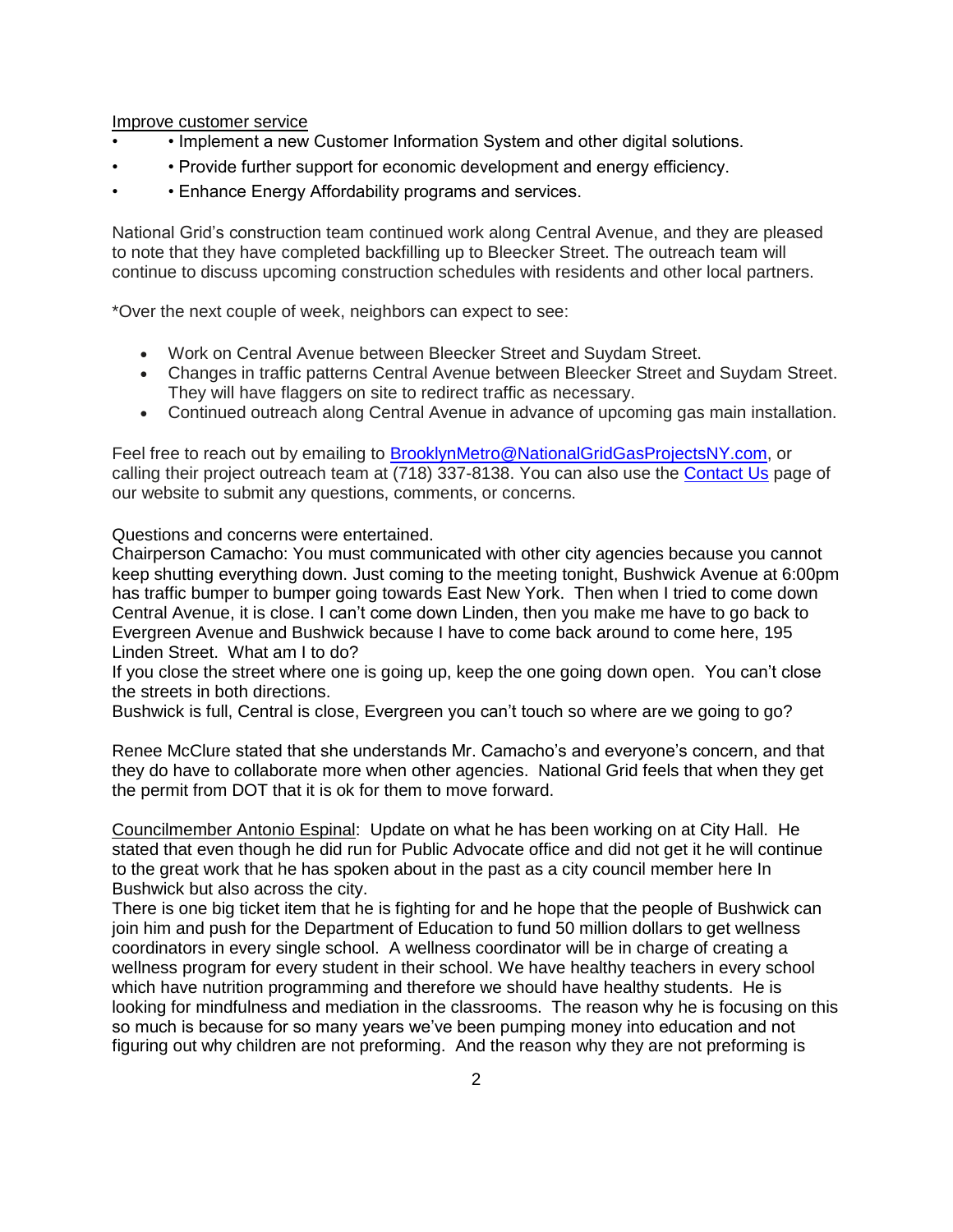Improve customer service

- • Implement a new Customer Information System and other digital solutions.
- • Provide further support for economic development and energy efficiency.
- • Enhance Energy Affordability programs and services.

National Grid's construction team continued work along Central Avenue, and they are pleased to note that they have completed backfilling up to Bleecker Street. The outreach team will continue to discuss upcoming construction schedules with residents and other local partners.

*Over the next couple of week, neighbors can expect to see:

- Work on Central Avenue between Bleecker Street and Suydam Street.
- Changes in traffic patterns Central Avenue between Bleecker Street and Suydam Street. They will have flaggers on site to redirect traffic as necessary.
- Continued outreach along Central Avenue in advance of upcoming gas main installation.

Feel free to reach out by emailing to [BrooklynMetro@NationalGridGasProjectsNY.com](mailto:BrooklynMetro@NationalGridGasProjectsNY.com), or calling their project outreach team at (718) 337-8138. You can also use the [Contact Us]() page of our website to submit any questions, comments, or concerns.

Questions and concerns were entertained.

Chairperson Camacho: You must communicated with other city agencies because you cannot keep shutting everything down. Just coming to the meeting tonight, Bushwick Avenue at 6:00pm has traffic bumper to bumper going towards East New York. Then when I tried to come down Central Avenue, it is close. I can't come down Linden, then you make me have to go back to Evergreen Avenue and Bushwick because I have to come back around to come here, 195 Linden Street. What am I to do?

If you close the street where one is going up, keep the one going down open. You can't close the streets in both directions.

Bushwick is full, Central is close, Evergreen you can't touch so where are we going to go?

Renee McClure stated that she understands Mr. Camacho's and everyone's concern, and that they do have to collaborate more when other agencies. National Grid feels that when they get the permit from DOT that it is ok for them to move forward.

Councilmember Antonio Espinal: Update on what he has been working on at City Hall. He stated that even though he did run for Public Advocate office and did not get it he will continue to the great work that he has spoken about in the past as a city council member here In Bushwick but also across the city.

There is one big ticket item that he is fighting for and he hope that the people of Bushwick can join him and push for the Department of Education to fund 50 million dollars to get wellness coordinators in every single school. A wellness coordinator will be in charge of creating a wellness program for every student in their school. We have healthy teachers in every school which have nutrition programming and therefore we should have healthy students. He is looking for mindfulness and mediation in the classrooms. The reason why he is focusing on this so much is because for so many years we've been pumping money into education and not figuring out why children are not preforming. And the reason why they are not preforming is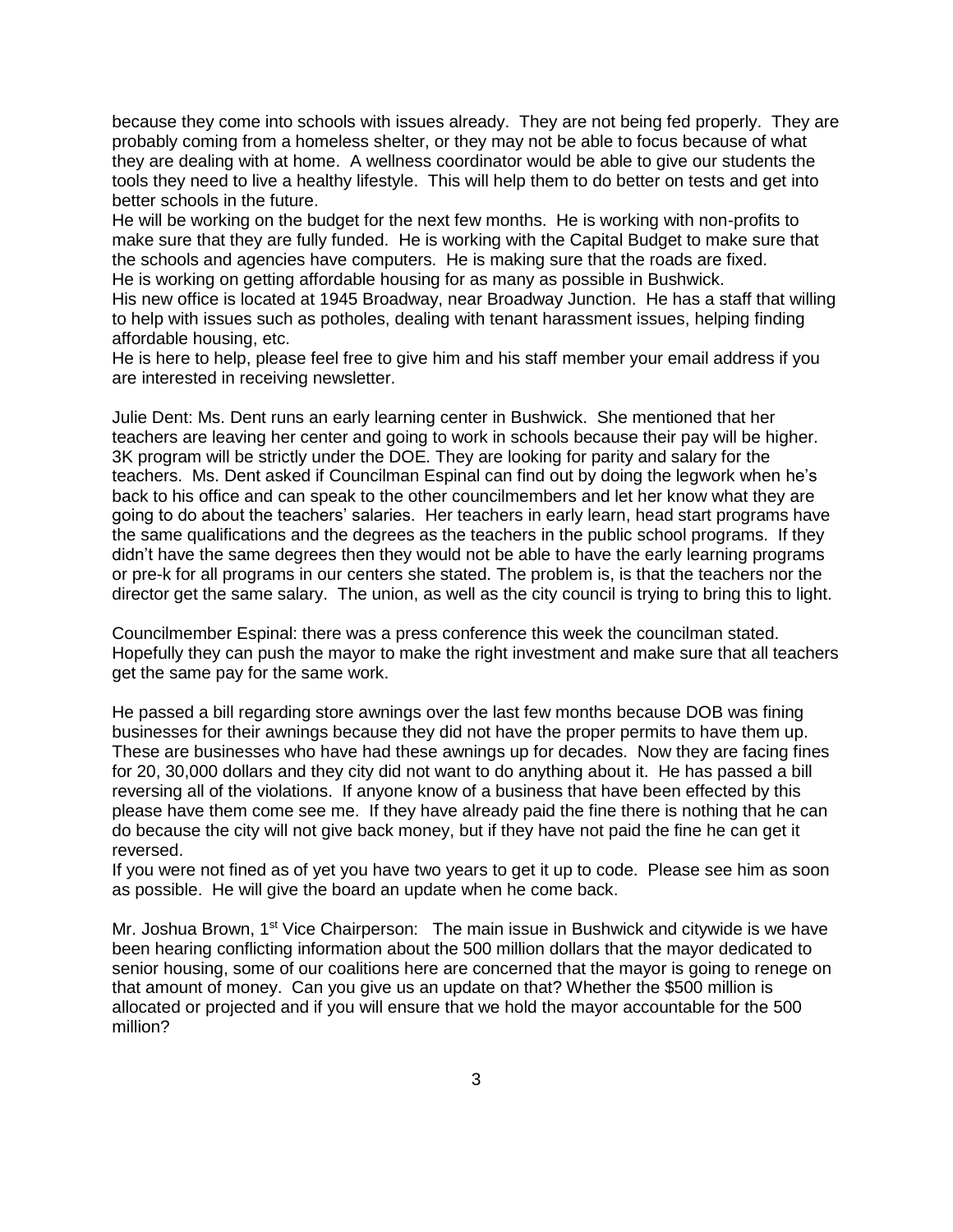because they come into schools with issues already. They are not being fed properly. They are probably coming from a homeless shelter, or they may not be able to focus because of what they are dealing with at home. A wellness coordinator would be able to give our students the tools they need to live a healthy lifestyle. This will help them to do better on tests and get into better schools in the future.

He will be working on the budget for the next few months. He is working with non-profits to make sure that they are fully funded. He is working with the Capital Budget to make sure that the schools and agencies have computers. He is making sure that the roads are fixed.

He is working on getting affordable housing for as many as possible in Bushwick.

His new office is located at 1945 Broadway, near Broadway Junction. He has a staff that willing to help with issues such as potholes, dealing with tenant harassment issues, helping finding affordable housing, etc.

He is here to help, please feel free to give him and his staff member your email address if you are interested in receiving newsletter.

Julie Dent: Ms. Dent runs an early learning center in Bushwick. She mentioned that her teachers are leaving her center and going to work in schools because their pay will be higher. 3K program will be strictly under the DOE. They are looking for parity and salary for the teachers. Ms. Dent asked if Councilman Espinal can find out by doing the legwork when he's back to his office and can speak to the other councilmembers and let her know what they are going to do about the teachers' salaries. Her teachers in early learn, head start programs have the same qualifications and the degrees as the teachers in the public school programs. If they didn't have the same degrees then they would not be able to have the early learning programs or pre-k for all programs in our centers she stated. The problem is, is that the teachers nor the director get the same salary. The union, as well as the city council is trying to bring this to light.

Councilmember Espinal: there was a press conference this week the councilman stated. Hopefully they can push the mayor to make the right investment and make sure that all teachers get the same pay for the same work.

He passed a bill regarding store awnings over the last few months because DOB was fining businesses for their awnings because they did not have the proper permits to have them up. These are businesses who have had these awnings up for decades. Now they are facing fines for 20, 30,000 dollars and they city did not want to do anything about it. He has passed a bill reversing all of the violations. If anyone know of a business that have been effected by this please have them come see me. If they have already paid the fine there is nothing that he can do because the city will not give back money, but if they have not paid the fine he can get it reversed.

If you were not fined as of yet you have two years to get it up to code. Please see him as soon as possible. He will give the board an update when he come back.

Mr. Joshua Brown, 1st Vice Chairperson: The main issue in Bushwick and citywide is we have been hearing conflicting information about the 500 million dollars that the mayor dedicated to senior housing, some of our coalitions here are concerned that the mayor is going to renege on that amount of money. Can you give us an update on that? Whether the $500 million is allocated or projected and if you will ensure that we hold the mayor accountable for the 500 million?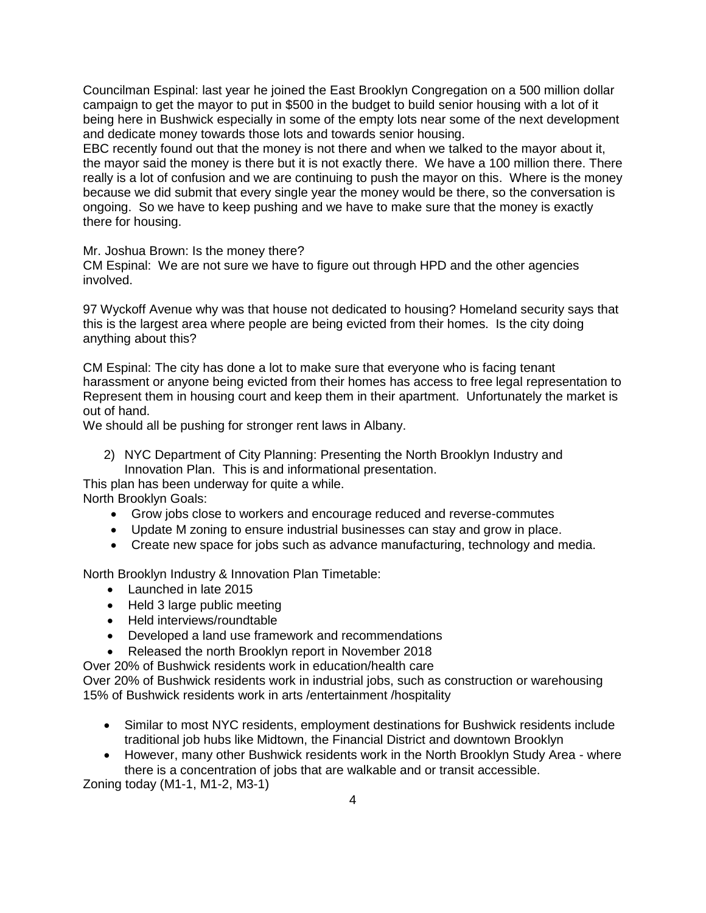Councilman Espinal: last year he joined the East Brooklyn Congregation on a 500 million dollar campaign to get the mayor to put in $500 in the budget to build senior housing with a lot of it being here in Bushwick especially in some of the empty lots near some of the next development and dedicate money towards those lots and towards senior housing.
EBC recently found out that the money is not there and when we talked to the mayor about it, the mayor said the money is there but it is not exactly there. We have a 100 million there. There really is a lot of confusion and we are continuing to push the mayor on this. Where is the money because we did submit that every single year the money would be there, so the conversation is ongoing. So we have to keep pushing and we have to make sure that the money is exactly there for housing.

Mr. Joshua Brown: Is the money there?
CM Espinal: We are not sure we have to figure out through HPD and the other agencies involved.

97 Wyckoff Avenue why was that house not dedicated to housing? Homeland security says that this is the largest area where people are being evicted from their homes. Is the city doing anything about this?

CM Espinal: The city has done a lot to make sure that everyone who is facing tenant harassment or anyone being evicted from their homes has access to free legal representation to Represent them in housing court and keep them in their apartment. Unfortunately the market is out of hand.
We should all be pushing for stronger rent laws in Albany.

2) NYC Department of City Planning: Presenting the North Brooklyn Industry and Innovation Plan. This is and informational presentation.

This plan has been underway for quite a while.
North Brooklyn Goals:

- Grow jobs close to workers and encourage reduced and reverse-commutes
- Update M zoning to ensure industrial businesses can stay and grow in place.
- Create new space for jobs such as advance manufacturing, technology and media.

North Brooklyn Industry & Innovation Plan Timetable:

- Launched in late 2015
- Held 3 large public meeting
- Held interviews/roundtable
- Developed a land use framework and recommendations
- Released the north Brooklyn report in November 2018

Over 20% of Bushwick residents work in education/health care
Over 20% of Bushwick residents work in industrial jobs, such as construction or warehousing
15% of Bushwick residents work in arts /entertainment /hospitality

- Similar to most NYC residents, employment destinations for Bushwick residents include traditional job hubs like Midtown, the Financial District and downtown Brooklyn
- However, many other Bushwick residents work in the North Brooklyn Study Area - where there is a concentration of jobs that are walkable and or transit accessible.

Zoning today (M1-1, M1-2, M3-1)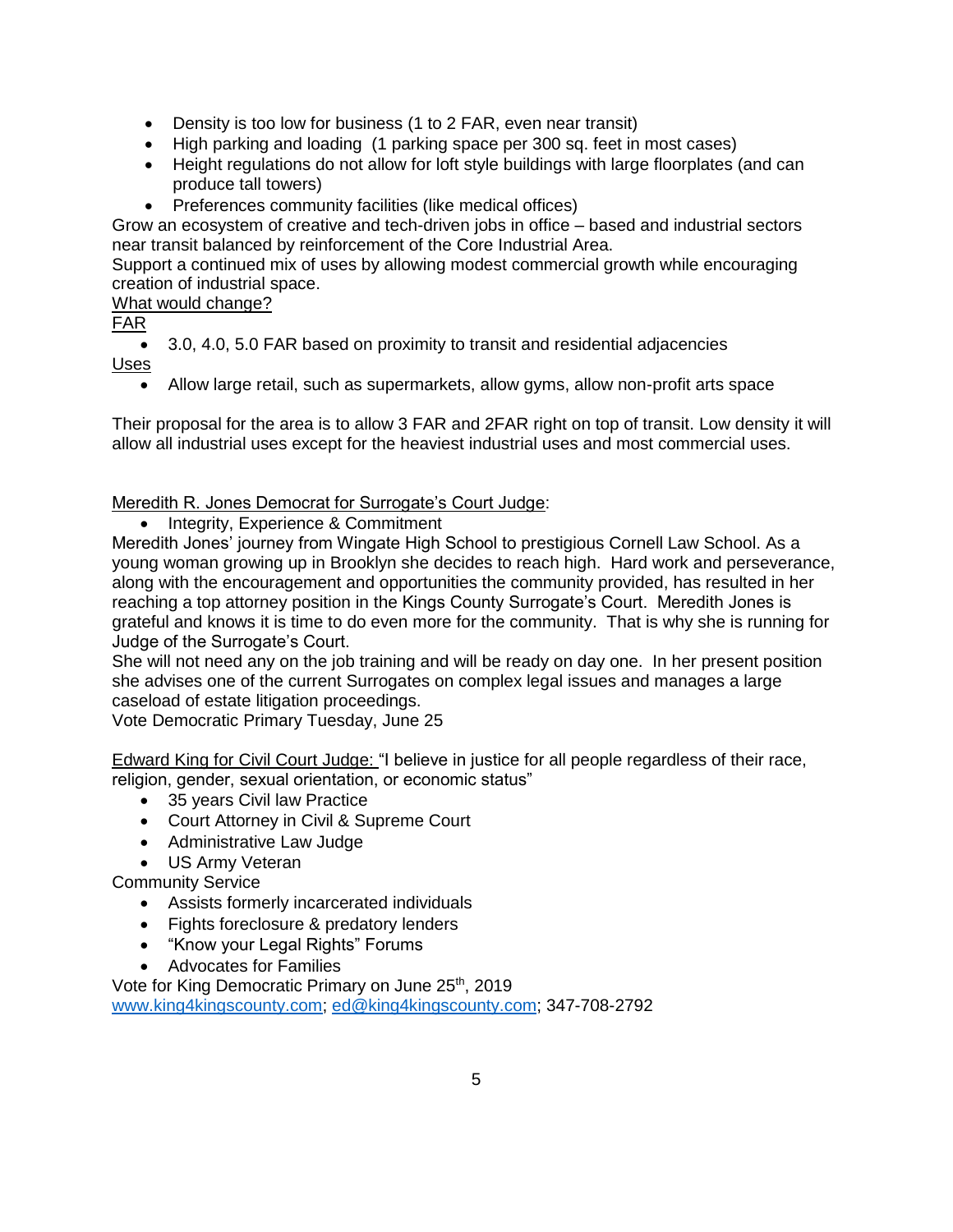- Density is too low for business (1 to 2 FAR, even near transit)
- High parking and loading  (1 parking space per 300 sq. feet in most cases)
- Height regulations do not allow for loft style buildings with large floorplates (and can produce tall towers)
- Preferences community facilities (like medical offices)

Grow an ecosystem of creative and tech-driven jobs in office – based and industrial sectors near transit balanced by reinforcement of the Core Industrial Area.

Support a continued mix of uses by allowing modest commercial growth while encouraging creation of industrial space.

<u>What would change?</u>

<u>FAR</u>

- 3.0, 4.0, 5.0 FAR based on proximity to transit and residential adjacencies

<u>Uses</u>

- Allow large retail, such as supermarkets, allow gyms, allow non-profit arts space

Their proposal for the area is to allow 3 FAR and 2FAR right on top of transit. Low density it will allow all industrial uses except for the heaviest industrial uses and most commercial uses.

<u>Meredith R. Jones Democrat for Surrogate's Court Judge</u>:

- Integrity, Experience & Commitment

Meredith Jones' journey from Wingate High School to prestigious Cornell Law School. As a young woman growing up in Brooklyn she decides to reach high.  Hard work and perseverance, along with the encouragement and opportunities the community provided, has resulted in her reaching a top attorney position in the Kings County Surrogate's Court.  Meredith Jones is grateful and knows it is time to do even more for the community.  That is why she is running for Judge of the Surrogate's Court.

She will not need any on the job training and will be ready on day one.  In her present position she advises one of the current Surrogates on complex legal issues and manages a large caseload of estate litigation proceedings.

Vote Democratic Primary Tuesday, June 25

<u>Edward King for Civil Court Judge: </u>"I believe in justice for all people regardless of their race, religion, gender, sexual orientation, or economic status"

- 35 years Civil law Practice
- Court Attorney in Civil & Supreme Court
- Administrative Law Judge
- US Army Veteran

Community Service

- Assists formerly incarcerated individuals
- Fights foreclosure & predatory lenders
- "Know your Legal Rights" Forums
- Advocates for Families

Vote for King Democratic Primary on June 25th, 2019
www.king4kingscounty.com; ed@king4kingscounty.com; 347-708-2792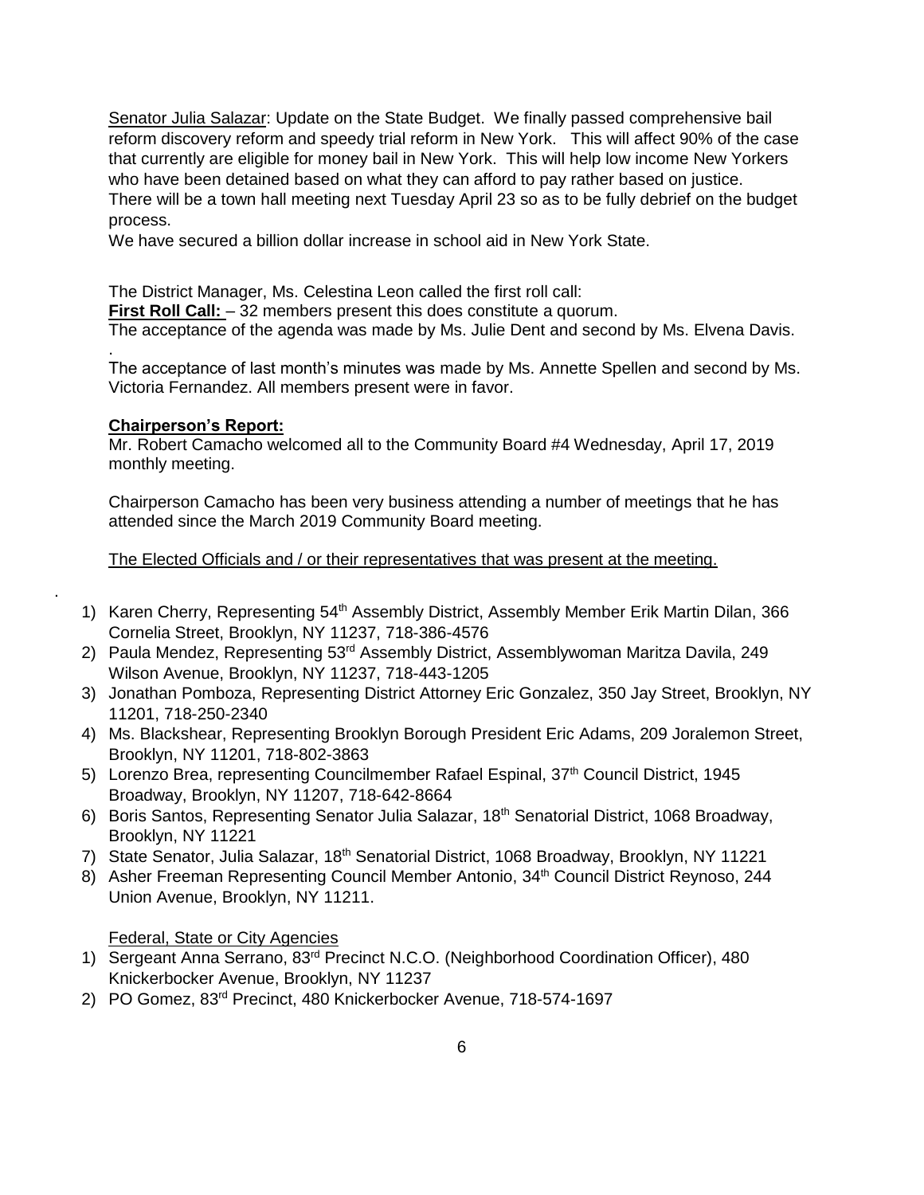Senator Julia Salazar: Update on the State Budget. We finally passed comprehensive bail reform discovery reform and speedy trial reform in New York. This will affect 90% of the case that currently are eligible for money bail in New York. This will help low income New Yorkers who have been detained based on what they can afford to pay rather based on justice. There will be a town hall meeting next Tuesday April 23 so as to be fully debrief on the budget process.

We have secured a billion dollar increase in school aid in New York State.

The District Manager, Ms. Celestina Leon called the first roll call:

**First Roll Call:** – 32 members present this does constitute a quorum.

The acceptance of the agenda was made by Ms. Julie Dent and second by Ms. Elvena Davis.

.

The acceptance of last month's minutes was made by Ms. Annette Spellen and second by Ms. Victoria Fernandez. All members present were in favor.

**Chairperson's Report:**

Mr. Robert Camacho welcomed all to the Community Board #4 Wednesday, April 17, 2019 monthly meeting.

Chairperson Camacho has been very business attending a number of meetings that he has attended since the March 2019 Community Board meeting.

The Elected Officials and / or their representatives that was present at the meeting.

.

1) Karen Cherry, Representing 54th Assembly District, Assembly Member Erik Martin Dilan, 366 Cornelia Street, Brooklyn, NY 11237, 718-386-4576
2) Paula Mendez, Representing 53rd Assembly District, Assemblywoman Maritza Davila, 249 Wilson Avenue, Brooklyn, NY 11237, 718-443-1205
3) Jonathan Pomboza, Representing District Attorney Eric Gonzalez, 350 Jay Street, Brooklyn, NY 11201, 718-250-2340
4) Ms. Blackshear, Representing Brooklyn Borough President Eric Adams, 209 Joralemon Street, Brooklyn, NY 11201, 718-802-3863
5) Lorenzo Brea, representing Councilmember Rafael Espinal, 37th Council District, 1945 Broadway, Brooklyn, NY 11207, 718-642-8664
6) Boris Santos, Representing Senator Julia Salazar, 18th Senatorial District, 1068 Broadway, Brooklyn, NY 11221
7) State Senator, Julia Salazar, 18th Senatorial District, 1068 Broadway, Brooklyn, NY 11221
8) Asher Freeman Representing Council Member Antonio, 34th Council District Reynoso, 244 Union Avenue, Brooklyn, NY 11211.

Federal, State or City Agencies

1) Sergeant Anna Serrano, 83rd Precinct N.C.O. (Neighborhood Coordination Officer), 480 Knickerbocker Avenue, Brooklyn, NY 11237
2) PO Gomez, 83rd Precinct, 480 Knickerbocker Avenue, 718-574-1697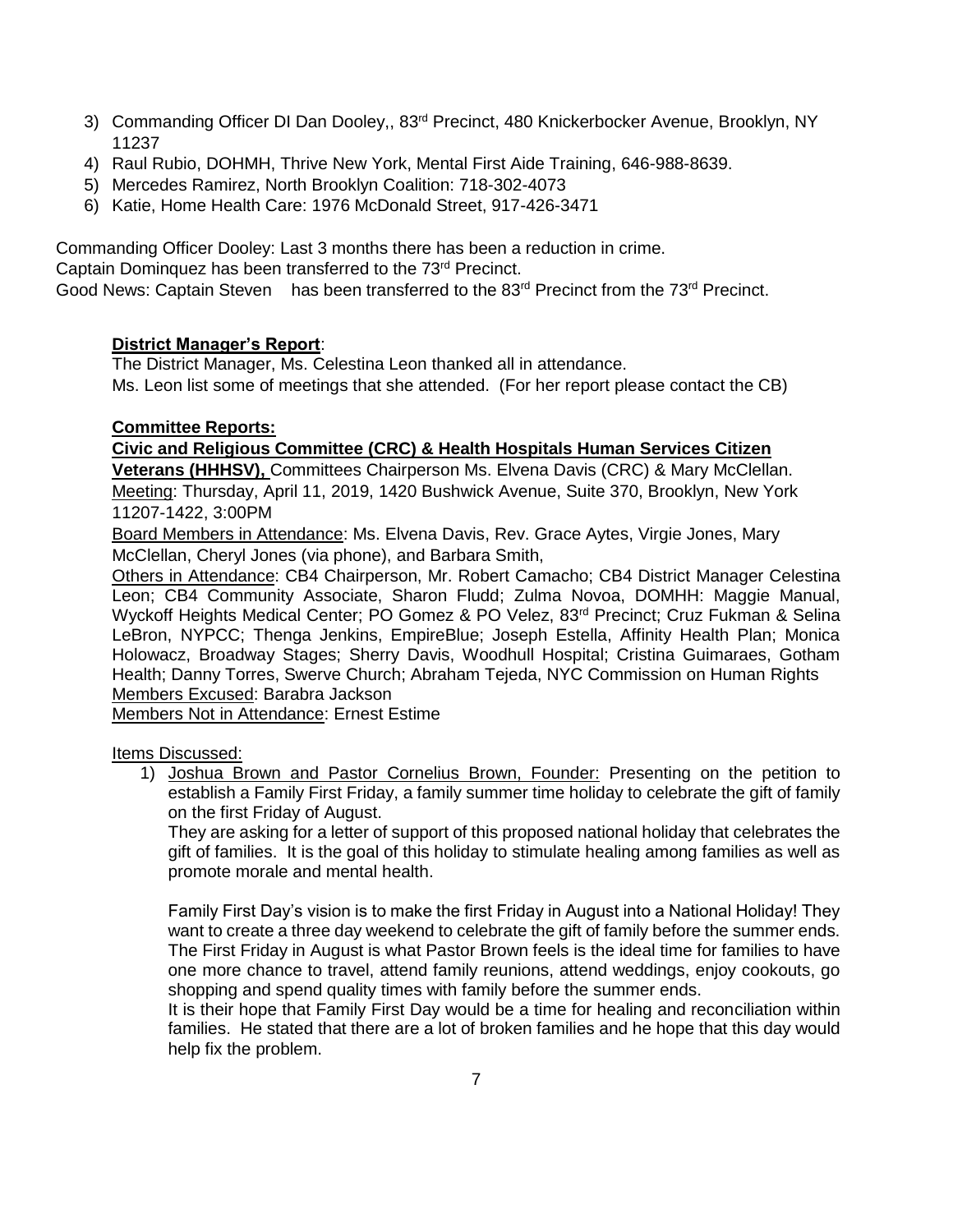3) Commanding Officer DI Dan Dooley,, 83rd Precinct, 480 Knickerbocker Avenue, Brooklyn, NY 11237
4) Raul Rubio, DOHMH, Thrive New York, Mental First Aide Training, 646-988-8639.
5) Mercedes Ramirez, North Brooklyn Coalition: 718-302-4073
6) Katie, Home Health Care: 1976 McDonald Street, 917-426-3471

Commanding Officer Dooley: Last 3 months there has been a reduction in crime.
Captain Dominquez has been transferred to the 73rd Precinct.
Good News: Captain Steven has been transferred to the 83rd Precinct from the 73rd Precinct.

**District Manager's Report**:
The District Manager, Ms. Celestina Leon thanked all in attendance.
Ms. Leon list some of meetings that she attended. (For her report please contact the CB)

**Committee Reports:**

**Civic and Religious Committee (CRC) & Health Hospitals Human Services Citizen Veterans (HHHSV),** Committees Chairperson Ms. Elvena Davis (CRC) & Mary McClellan.
Meeting: Thursday, April 11, 2019, 1420 Bushwick Avenue, Suite 370, Brooklyn, New York 11207-1422, 3:00PM
Board Members in Attendance: Ms. Elvena Davis, Rev. Grace Aytes, Virgie Jones, Mary McClellan, Cheryl Jones (via phone), and Barbara Smith,
Others in Attendance: CB4 Chairperson, Mr. Robert Camacho; CB4 District Manager Celestina Leon; CB4 Community Associate, Sharon Fludd; Zulma Novoa, DOMHH: Maggie Manual, Wyckoff Heights Medical Center; PO Gomez & PO Velez, 83rd Precinct; Cruz Fukman & Selina LeBron, NYPCC; Thenga Jenkins, EmpireBlue; Joseph Estella, Affinity Health Plan; Monica Holowacz, Broadway Stages; Sherry Davis, Woodhull Hospital; Cristina Guimaraes, Gotham Health; Danny Torres, Swerve Church; Abraham Tejeda, NYC Commission on Human Rights
Members Excused: Barabra Jackson
Members Not in Attendance: Ernest Estime

Items Discussed:

1) Joshua Brown and Pastor Cornelius Brown, Founder: Presenting on the petition to establish a Family First Friday, a family summer time holiday to celebrate the gift of family on the first Friday of August.
   They are asking for a letter of support of this proposed national holiday that celebrates the gift of families. It is the goal of this holiday to stimulate healing among families as well as promote morale and mental health.

   Family First Day's vision is to make the first Friday in August into a National Holiday! They want to create a three day weekend to celebrate the gift of family before the summer ends. The First Friday in August is what Pastor Brown feels is the ideal time for families to have one more chance to travel, attend family reunions, attend weddings, enjoy cookouts, go shopping and spend quality times with family before the summer ends.
   It is their hope that Family First Day would be a time for healing and reconciliation within families. He stated that there are a lot of broken families and he hope that this day would help fix the problem.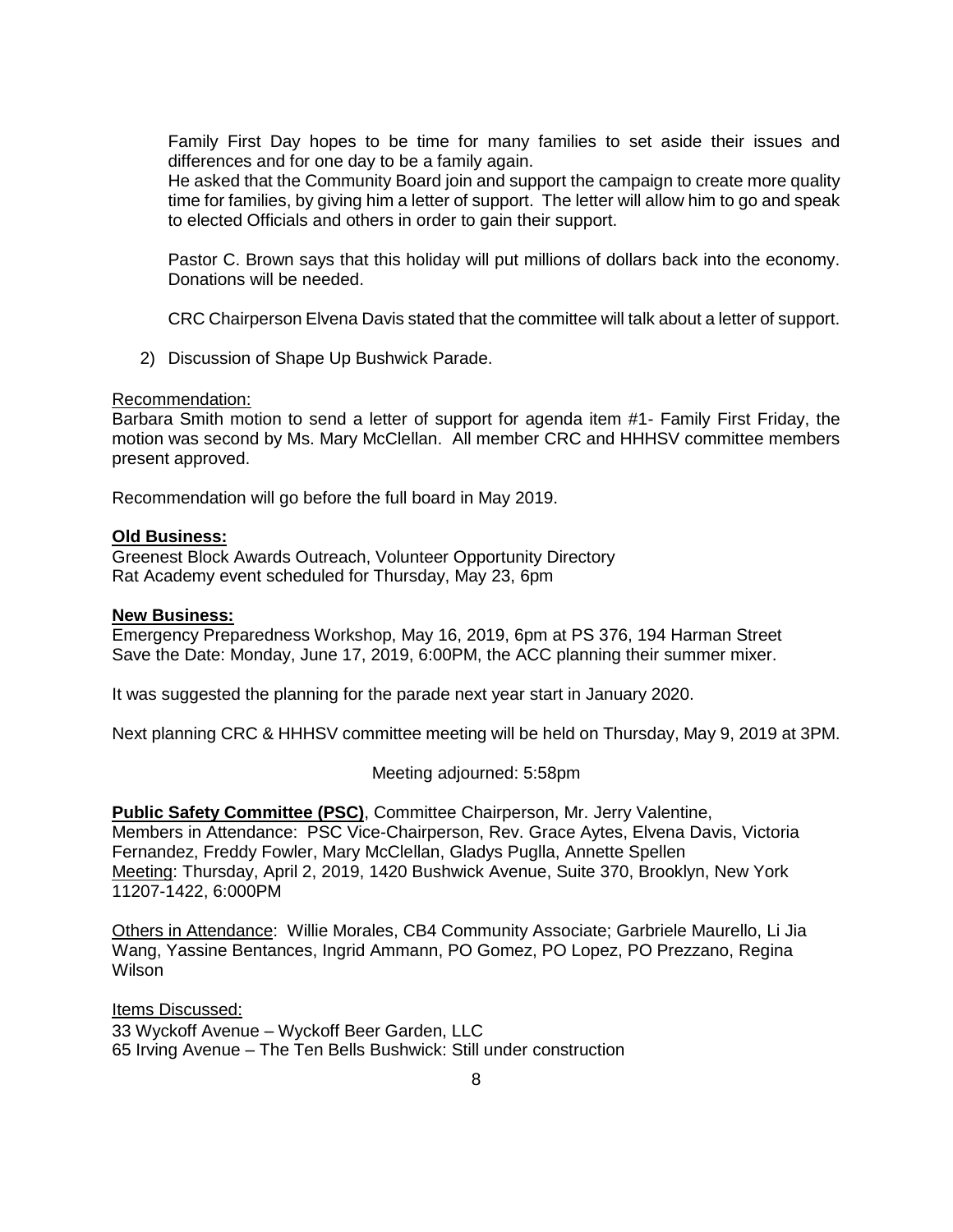Family First Day hopes to be time for many families to set aside their issues and differences and for one day to be a family again.
He asked that the Community Board join and support the campaign to create more quality time for families, by giving him a letter of support. The letter will allow him to go and speak to elected Officials and others in order to gain their support.

Pastor C. Brown says that this holiday will put millions of dollars back into the economy. Donations will be needed.

CRC Chairperson Elvena Davis stated that the committee will talk about a letter of support.

2) Discussion of Shape Up Bushwick Parade.

Recommendation:
Barbara Smith motion to send a letter of support for agenda item #1- Family First Friday, the motion was second by Ms. Mary McClellan. All member CRC and HHHSV committee members present approved.

Recommendation will go before the full board in May 2019.

**Old Business:**
Greenest Block Awards Outreach, Volunteer Opportunity Directory
Rat Academy event scheduled for Thursday, May 23, 6pm

**New Business:**
Emergency Preparedness Workshop, May 16, 2019, 6pm at PS 376, 194 Harman Street
Save the Date: Monday, June 17, 2019, 6:00PM, the ACC planning their summer mixer.

It was suggested the planning for the parade next year start in January 2020.

Next planning CRC & HHHSV committee meeting will be held on Thursday, May 9, 2019 at 3PM.

Meeting adjourned: 5:58pm

**Public Safety Committee (PSC)**, Committee Chairperson, Mr. Jerry Valentine,
Members in Attendance: PSC Vice-Chairperson, Rev. Grace Aytes, Elvena Davis, Victoria Fernandez, Freddy Fowler, Mary McClellan, Gladys Puglla, Annette Spellen
Meeting: Thursday, April 2, 2019, 1420 Bushwick Avenue, Suite 370, Brooklyn, New York 11207-1422, 6:000PM

Others in Attendance: Willie Morales, CB4 Community Associate; Garbriele Maurello, Li Jia Wang, Yassine Bentances, Ingrid Ammann, PO Gomez, PO Lopez, PO Prezzano, Regina Wilson

Items Discussed:
33 Wyckoff Avenue – Wyckoff Beer Garden, LLC
65 Irving Avenue – The Ten Bells Bushwick: Still under construction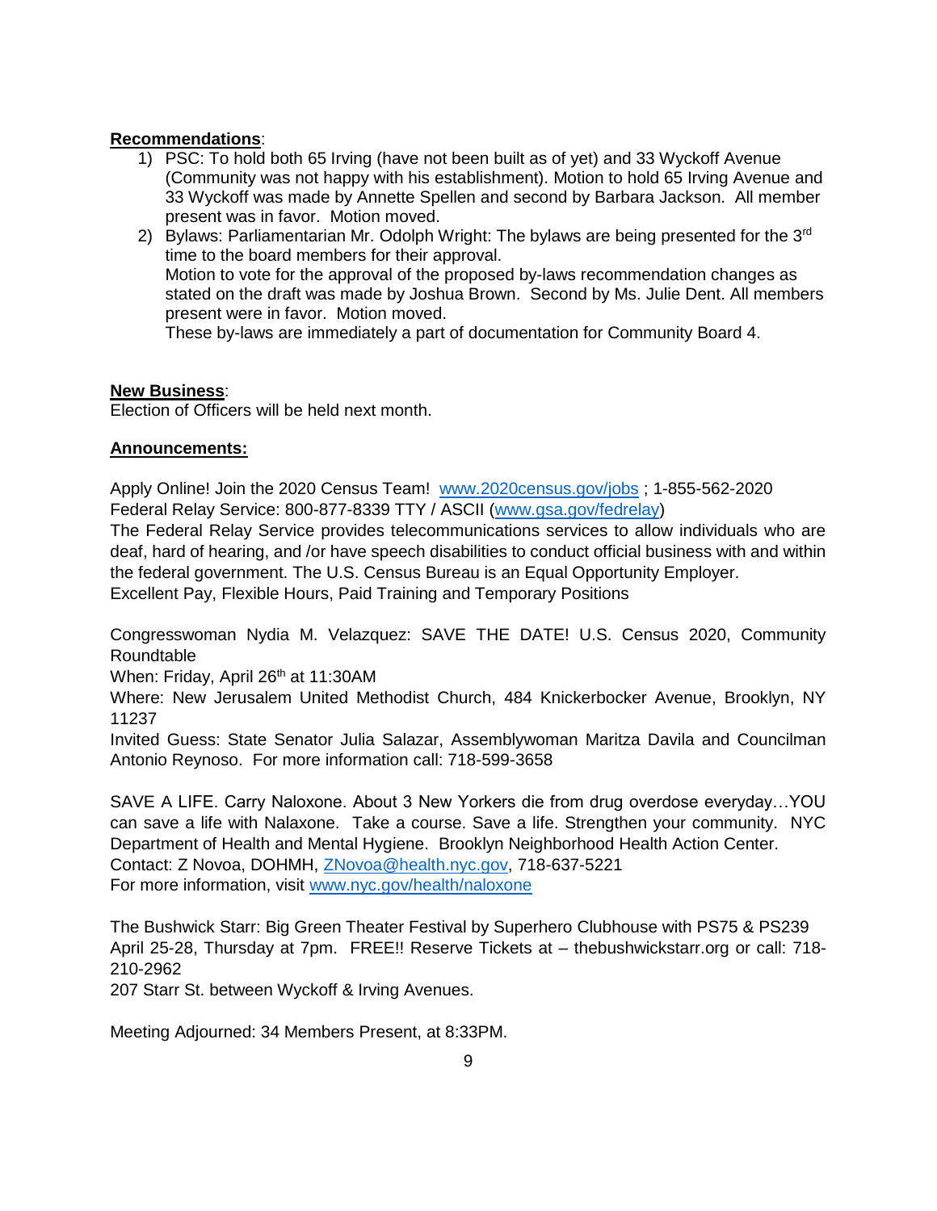**Recommendations**:

1) PSC: To hold both 65 Irving (have not been built as of yet) and 33 Wyckoff Avenue (Community was not happy with his establishment). Motion to hold 65 Irving Avenue and 33 Wyckoff was made by Annette Spellen and second by Barbara Jackson. All member present was in favor. Motion moved.
2) Bylaws: Parliamentarian Mr. Odolph Wright: The bylaws are being presented for the 3rd time to the board members for their approval.
   Motion to vote for the approval of the proposed by-laws recommendation changes as stated on the draft was made by Joshua Brown. Second by Ms. Julie Dent. All members present were in favor. Motion moved.
   These by-laws are immediately a part of documentation for Community Board 4.

**New Business**:
Election of Officers will be held next month.

**Announcements:**

Apply Online! Join the 2020 Census Team! www.2020census.gov/jobs ; 1-855-562-2020
Federal Relay Service: 800-877-8339 TTY / ASCII (www.gsa.gov/fedrelay)
The Federal Relay Service provides telecommunications services to allow individuals who are deaf, hard of hearing, and /or have speech disabilities to conduct official business with and within the federal government. The U.S. Census Bureau is an Equal Opportunity Employer.
Excellent Pay, Flexible Hours, Paid Training and Temporary Positions

Congresswoman Nydia M. Velazquez: SAVE THE DATE! U.S. Census 2020, Community Roundtable
When: Friday, April 26th at 11:30AM
Where: New Jerusalem United Methodist Church, 484 Knickerbocker Avenue, Brooklyn, NY 11237
Invited Guess: State Senator Julia Salazar, Assemblywoman Maritza Davila and Councilman Antonio Reynoso. For more information call: 718-599-3658

SAVE A LIFE. Carry Naloxone. About 3 New Yorkers die from drug overdose everyday…YOU can save a life with Nalaxone. Take a course. Save a life. Strengthen your community. NYC Department of Health and Mental Hygiene. Brooklyn Neighborhood Health Action Center.
Contact: Z Novoa, DOHMH, ZNovoa@health.nyc.gov, 718-637-5221
For more information, visit www.nyc.gov/health/naloxone

The Bushwick Starr: Big Green Theater Festival by Superhero Clubhouse with PS75 & PS239
April 25-28, Thursday at 7pm. FREE!! Reserve Tickets at – thebushwickstarr.org or call: 718-210-2962
207 Starr St. between Wyckoff & Irving Avenues.

Meeting Adjourned: 34 Members Present, at 8:33PM.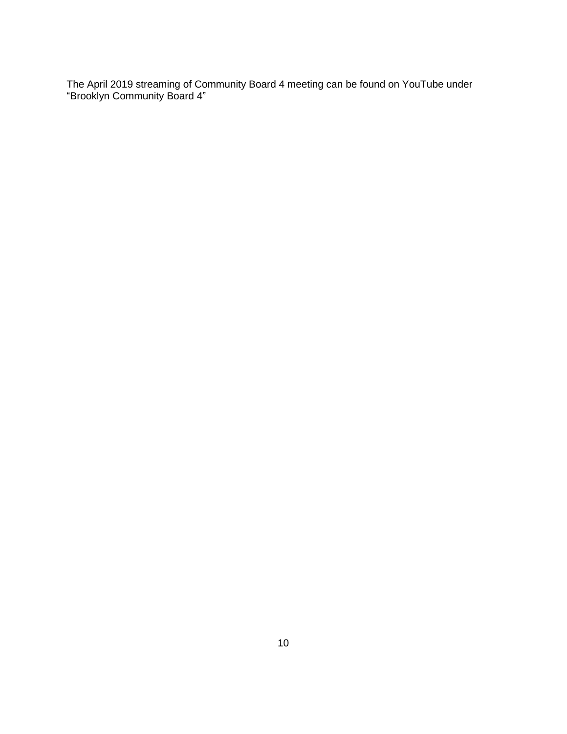The April 2019 streaming of Community Board 4 meeting can be found on YouTube under "Brooklyn Community Board 4"